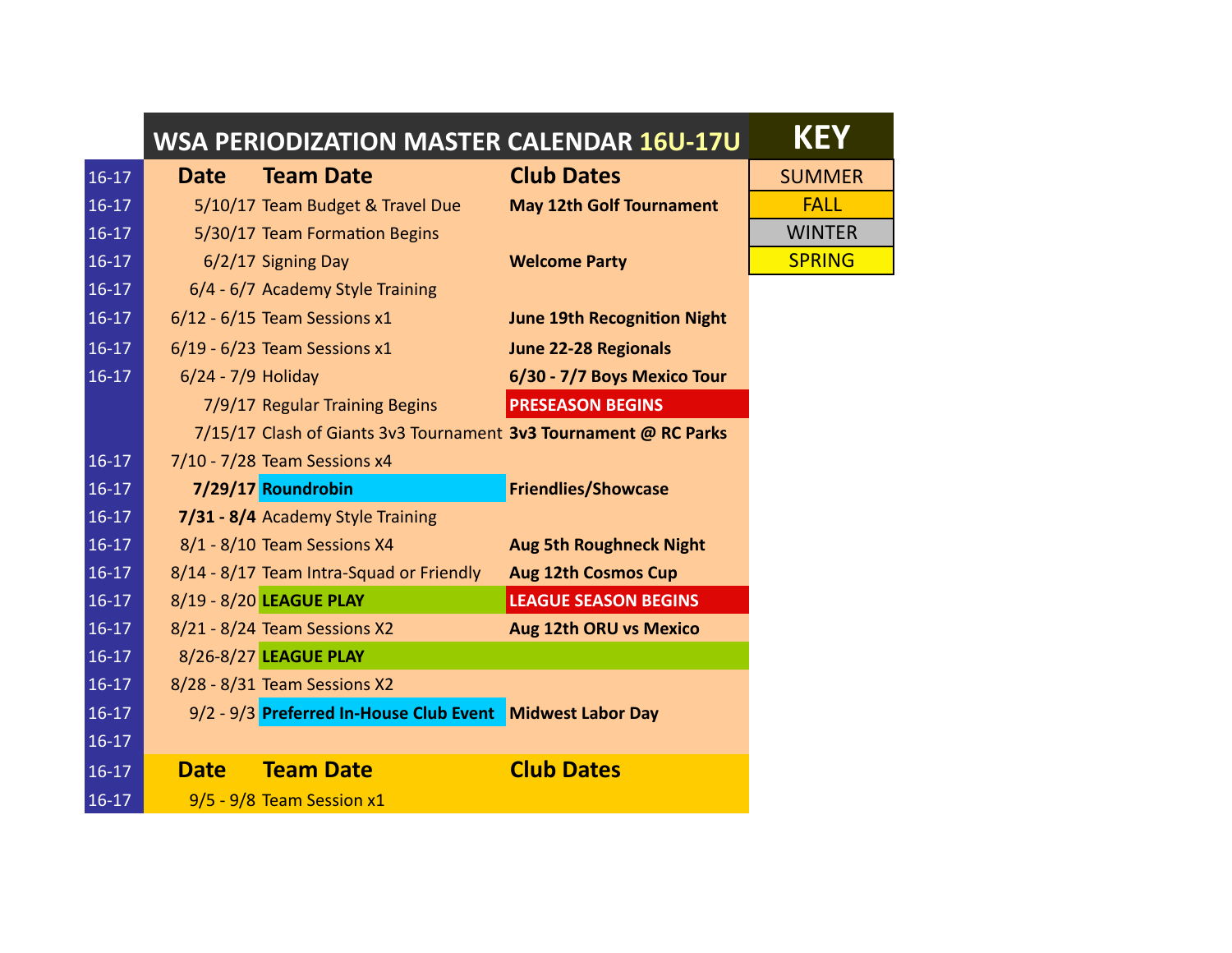# WSA PERIODIZATION MASTER CALENDAR 16U-17U

| | Date | Team Date | Club Dates |
|---|---|---|---|
| 16-17 | 5/10/17 | Team Budget & Travel Due | **May 12th Golf Tournament** |
| 16-17 | 5/30/17 | Team Formation Begins | |
| 16-17 | 6/2/17 | Signing Day | **Welcome Party** |
| 16-17 | 6/4 - 6/7 | Academy Style Training | |
| 16-17 | 6/12 - 6/15 | Team Sessions x1 | **June 19th Recognition Night** |
| 16-17 | 6/19 - 6/23 | Team Sessions x1 | **June 22-28 Regionals** |
| 16-17 | 6/24 - 7/9 | Holiday | **6/30 - 7/7 Boys Mexico Tour** |
| | 7/9/17 | Regular Training Begins | **PRESEASON BEGINS** |
| | 7/15/17 | Clash of Giants 3v3 Tournament | **3v3 Tournament @ RC Parks** |
| 16-17 | 7/10 - 7/28 | Team Sessions x4 | |
| 16-17 | **7/29/17** | **Roundrobin** | **Friendlies/Showcase** |
| 16-17 | **7/31 - 8/4** | Academy Style Training | |
| 16-17 | 8/1 - 8/10 | Team Sessions X4 | **Aug 5th Roughneck Night** |
| 16-17 | 8/14 - 8/17 | Team Intra-Squad or Friendly | **Aug 12th Cosmos Cup** |
| 16-17 | 8/19 - 8/20 | **LEAGUE PLAY** | **LEAGUE SEASON BEGINS** |
| 16-17 | 8/21 - 8/24 | Team Sessions X2 | **Aug 12th ORU vs Mexico** |
| 16-17 | 8/26-8/27 | **LEAGUE PLAY** | |
| 16-17 | 8/28 - 8/31 | Team Sessions X2 | |
| 16-17 | 9/2 - 9/3 | **Preferred In-House Club Event** | **Midwest Labor Day** |
| 16-17 | | | |
| 16-17 | **Date** | **Team Date** | **Club Dates** |
| 16-17 | 9/5 - 9/8 | Team Session x1 | |

| KEY |
|---|
| SUMMER |
| FALL |
| WINTER |
| SPRING |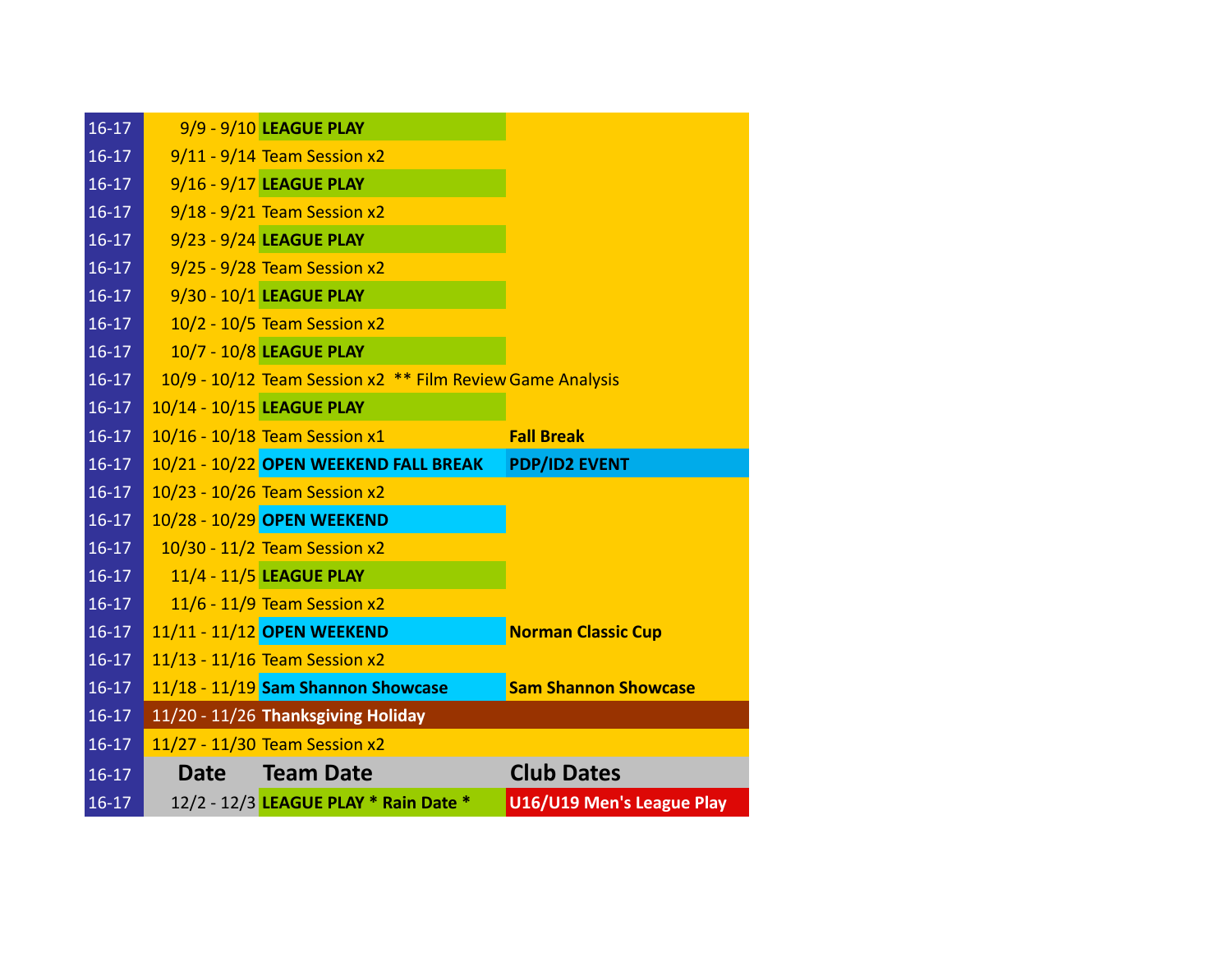| 16-17 | 9/9 - 9/10 | **LEAGUE PLAY** | |
|---|---|---|---|
| 16-17 | 9/11 - 9/14 | Team Session x2 | |
| 16-17 | 9/16 - 9/17 | **LEAGUE PLAY** | |
| 16-17 | 9/18 - 9/21 | Team Session x2 | |
| 16-17 | 9/23 - 9/24 | **LEAGUE PLAY** | |
| 16-17 | 9/25 - 9/28 | Team Session x2 | |
| 16-17 | 9/30 - 10/1 | **LEAGUE PLAY** | |
| 16-17 | 10/2 - 10/5 | Team Session x2 | |
| 16-17 | 10/7 - 10/8 | **LEAGUE PLAY** | |
| 16-17 | 10/9 - 10/12 | Team Session x2 ** Film Review | Game Analysis |
| 16-17 | 10/14 - 10/15 | **LEAGUE PLAY** | |
| 16-17 | 10/16 - 10/18 | Team Session x1 | **Fall Break** |
| 16-17 | 10/21 - 10/22 | **OPEN WEEKEND FALL BREAK** | **PDP/ID2 EVENT** |
| 16-17 | 10/23 - 10/26 | Team Session x2 | |
| 16-17 | 10/28 - 10/29 | **OPEN WEEKEND** | |
| 16-17 | 10/30 - 11/2 | Team Session x2 | |
| 16-17 | 11/4 - 11/5 | **LEAGUE PLAY** | |
| 16-17 | 11/6 - 11/9 | Team Session x2 | |
| 16-17 | 11/11 - 11/12 | **OPEN WEEKEND** | **Norman Classic Cup** |
| 16-17 | 11/13 - 11/16 | Team Session x2 | |
| 16-17 | 11/18 - 11/19 | **Sam Shannon Showcase** | **Sam Shannon Showcase** |
| 16-17 | 11/20 - 11/26 | **Thanksgiving Holiday** | |
| 16-17 | 11/27 - 11/30 | Team Session x2 | |
| 16-17 | **Date** | **Team Date** | **Club Dates** |
| 16-17 | 12/2 - 12/3 | **LEAGUE PLAY * Rain Date *** | **U16/U19 Men's League Play** |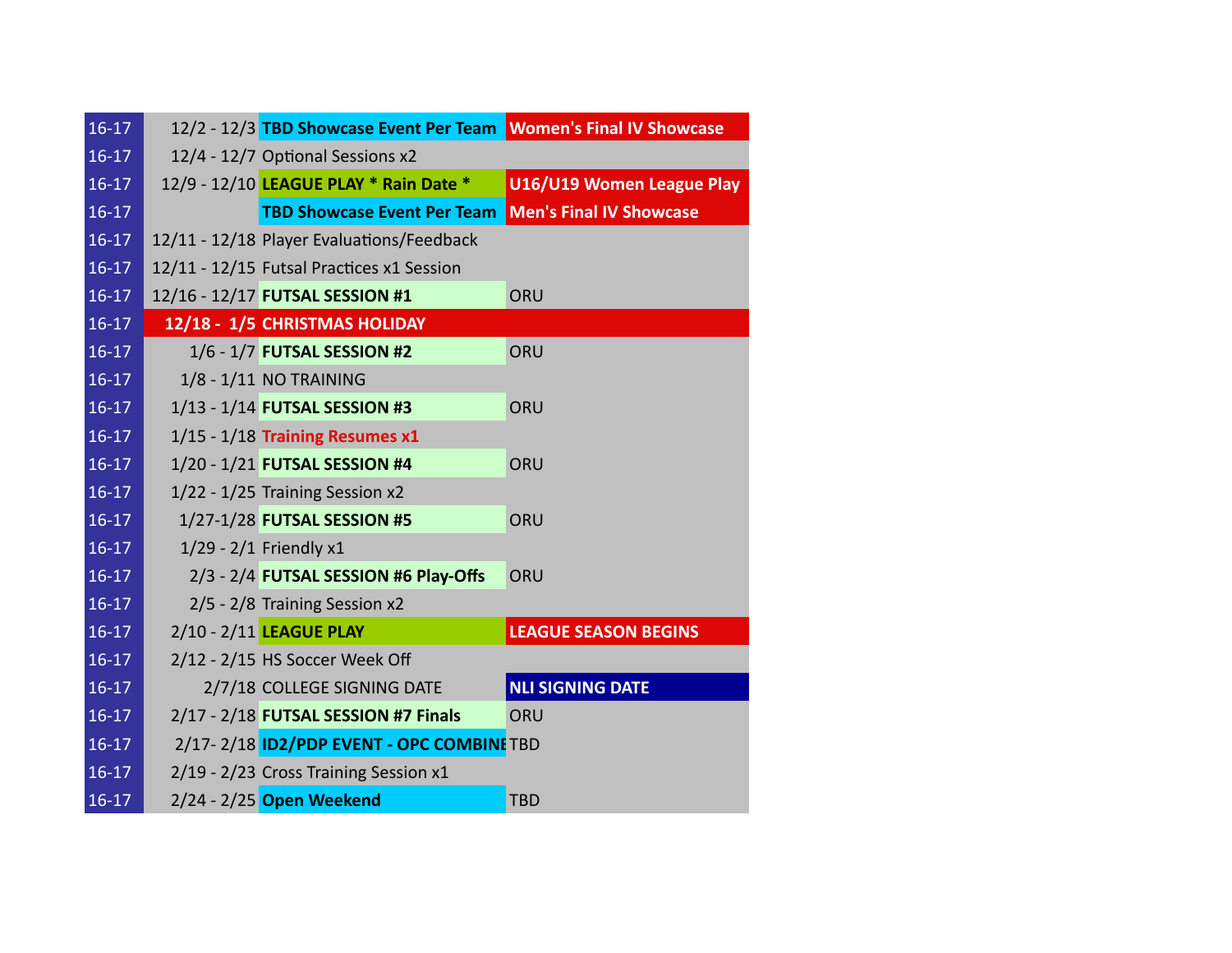| | | | |
|---|---|---|---|
| 16-17 | 12/2 - 12/3 | **TBD Showcase Event Per Team** | **Women's Final IV Showcase** |
| 16-17 | 12/4 - 12/7 | Optional Sessions x2 | |
| 16-17 | 12/9 - 12/10 | **LEAGUE PLAY * Rain Date *** | **U16/U19 Women League Play** |
| 16-17 | | **TBD Showcase Event Per Team** | **Men's Final IV Showcase** |
| 16-17 | 12/11 - 12/18 | Player Evaluations/Feedback | |
| 16-17 | 12/11 - 12/15 | Futsal Practices x1 Session | |
| 16-17 | 12/16 - 12/17 | **FUTSAL SESSION #1** | ORU |
| 16-17 | **12/18 - 1/5** | **CHRISTMAS HOLIDAY** | |
| 16-17 | 1/6 - 1/7 | **FUTSAL SESSION #2** | ORU |
| 16-17 | 1/8 - 1/11 | NO TRAINING | |
| 16-17 | 1/13 - 1/14 | **FUTSAL SESSION #3** | ORU |
| 16-17 | 1/15 - 1/18 | **Training Resumes x1** | |
| 16-17 | 1/20 - 1/21 | **FUTSAL SESSION #4** | ORU |
| 16-17 | 1/22 - 1/25 | Training Session x2 | |
| 16-17 | 1/27-1/28 | **FUTSAL SESSION #5** | ORU |
| 16-17 | 1/29 - 2/1 | Friendly x1 | |
| 16-17 | 2/3 - 2/4 | **FUTSAL SESSION #6 Play-Offs** | ORU |
| 16-17 | 2/5 - 2/8 | Training Session x2 | |
| 16-17 | 2/10 - 2/11 | **LEAGUE PLAY** | **LEAGUE SEASON BEGINS** |
| 16-17 | 2/12 - 2/15 | HS Soccer Week Off | |
| 16-17 | 2/7/18 | COLLEGE SIGNING DATE | **NLI SIGNING DATE** |
| 16-17 | 2/17 - 2/18 | **FUTSAL SESSION #7 Finals** | ORU |
| 16-17 | 2/17- 2/18 | **ID2/PDP EVENT - OPC COMBINE** | TBD |
| 16-17 | 2/19 - 2/23 | Cross Training Session x1 | |
| 16-17 | 2/24 - 2/25 | **Open Weekend** | TBD |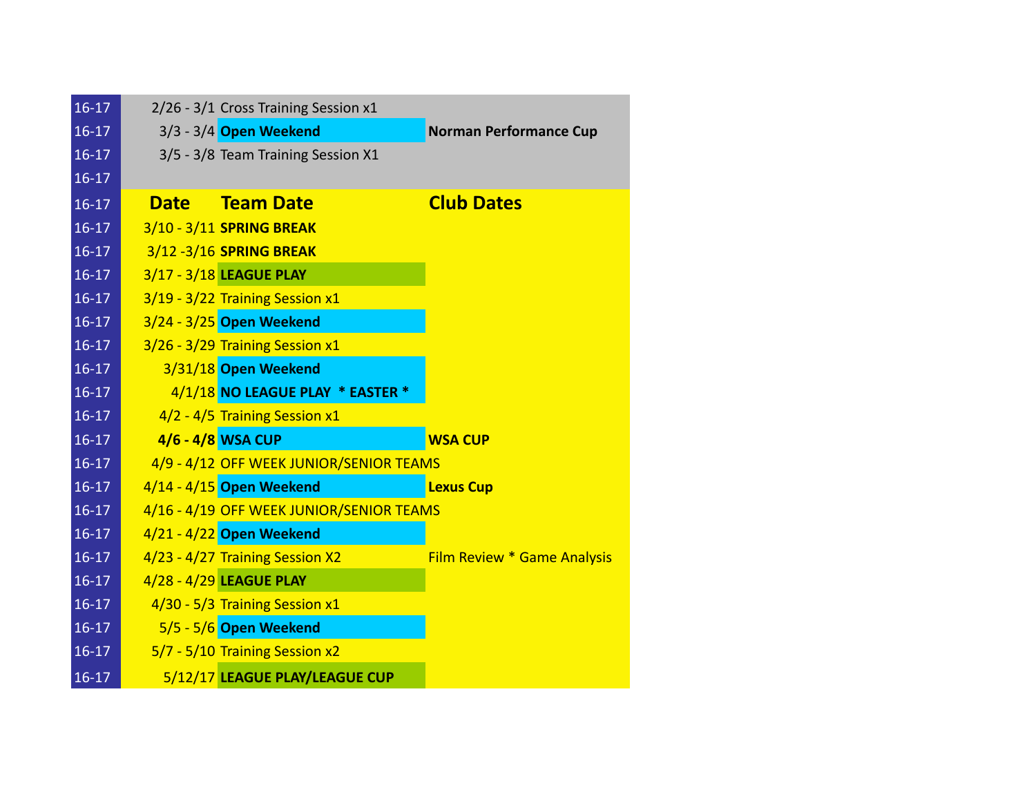| | | | |
|---|---|---|---|
| 16-17 | 2/26 - 3/1 | Cross Training Session x1 | |
| 16-17 | 3/3 - 3/4 | **Open Weekend** | **Norman Performance Cup** |
| 16-17 | 3/5 - 3/8 | Team Training Session X1 | |
| 16-17 | | | |
| 16-17 | **Date** | **Team Date** | **Club Dates** |
| 16-17 | 3/10 - 3/11 | **SPRING BREAK** | |
| 16-17 | 3/12 -3/16 | **SPRING BREAK** | |
| 16-17 | 3/17 - 3/18 | **LEAGUE PLAY** | |
| 16-17 | 3/19 - 3/22 | Training Session x1 | |
| 16-17 | 3/24 - 3/25 | **Open Weekend** | |
| 16-17 | 3/26 - 3/29 | Training Session x1 | |
| 16-17 | 3/31/18 | **Open Weekend** | |
| 16-17 | 4/1/18 | **NO LEAGUE PLAY * EASTER *** | |
| 16-17 | 4/2 - 4/5 | Training Session x1 | |
| 16-17 | **4/6 - 4/8** | **WSA CUP** | **WSA CUP** |
| 16-17 | 4/9 - 4/12 | OFF WEEK JUNIOR/SENIOR TEAMS | |
| 16-17 | 4/14 - 4/15 | **Open Weekend** | **Lexus Cup** |
| 16-17 | 4/16 - 4/19 | OFF WEEK JUNIOR/SENIOR TEAMS | |
| 16-17 | 4/21 - 4/22 | **Open Weekend** | |
| 16-17 | 4/23 - 4/27 | Training Session X2 | Film Review * Game Analysis |
| 16-17 | 4/28 - 4/29 | **LEAGUE PLAY** | |
| 16-17 | 4/30 - 5/3 | Training Session x1 | |
| 16-17 | 5/5 - 5/6 | **Open Weekend** | |
| 16-17 | 5/7 - 5/10 | Training Session x2 | |
| 16-17 | 5/12/17 | **LEAGUE PLAY/LEAGUE CUP** | |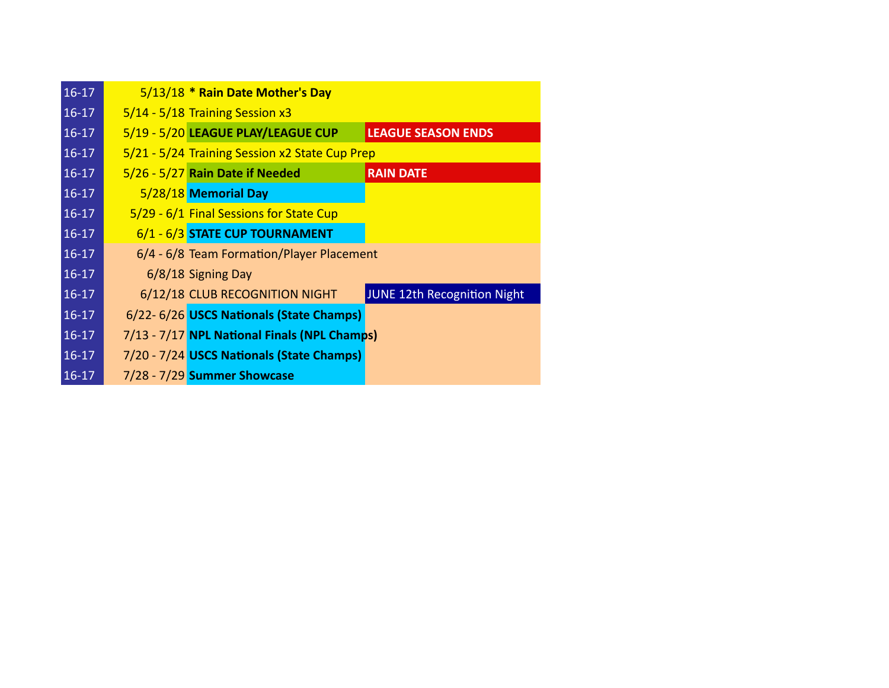| | | | |
|---|---|---|---|
| 16-17 | 5/13/18 | **\* Rain Date Mother's Day** | |
| 16-17 | 5/14 - 5/18 | Training Session x3 | |
| 16-17 | 5/19 - 5/20 | **LEAGUE PLAY/LEAGUE CUP** | **LEAGUE SEASON ENDS** |
| 16-17 | 5/21 - 5/24 | Training Session x2 State Cup Prep | |
| 16-17 | 5/26 - 5/27 | **Rain Date if Needed** | **RAIN DATE** |
| 16-17 | 5/28/18 | **Memorial Day** | |
| 16-17 | 5/29 - 6/1 | Final Sessions for State Cup | |
| 16-17 | 6/1 - 6/3 | **STATE CUP TOURNAMENT** | |
| 16-17 | 6/4 - 6/8 | Team Formation/Player Placement | |
| 16-17 | 6/8/18 | Signing Day | |
| 16-17 | 6/12/18 | CLUB RECOGNITION NIGHT | JUNE 12th Recognition Night |
| 16-17 | 6/22- 6/26 | **USCS Nationals (State Champs)** | |
| 16-17 | 7/13 - 7/17 | **NPL National Finals (NPL Champs)** | |
| 16-17 | 7/20 - 7/24 | **USCS Nationals (State Champs)** | |
| 16-17 | 7/28 - 7/29 | **Summer Showcase** | |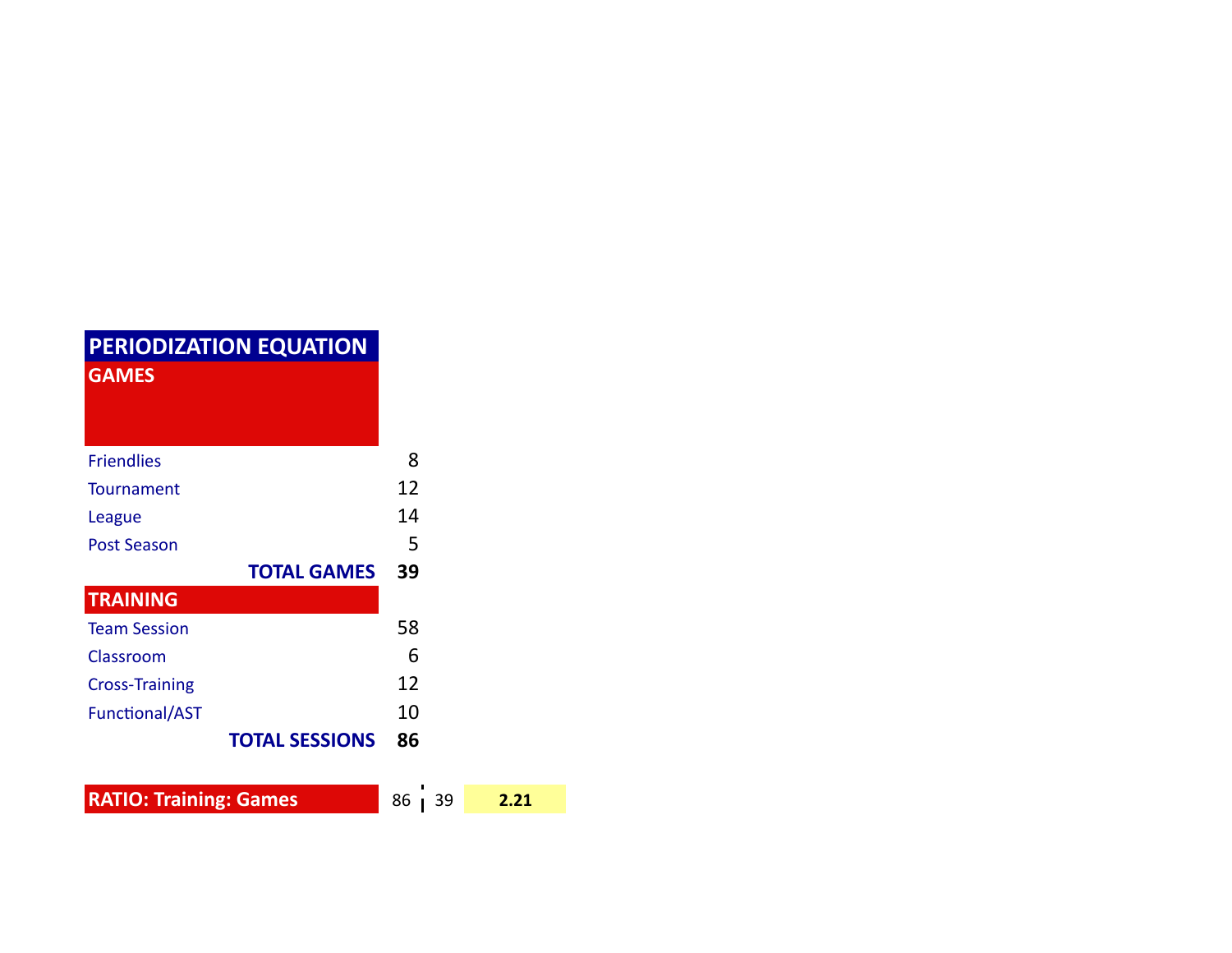## PERIODIZATION EQUATION

| GAMES | |
|---|---|
| Friendlies | 8 |
| Tournament | 12 |
| League | 14 |
| Post Season | 5 |
| **TOTAL GAMES** | **39** |

| TRAINING | |
|---|---|
| Team Session | 58 |
| Classroom | 6 |
| Cross-Training | 12 |
| Functional/AST | 10 |
| **TOTAL SESSIONS** | **86** |

| RATIO: Training: Games | 86 | 39 | **2.21** |
|---|---|---|---|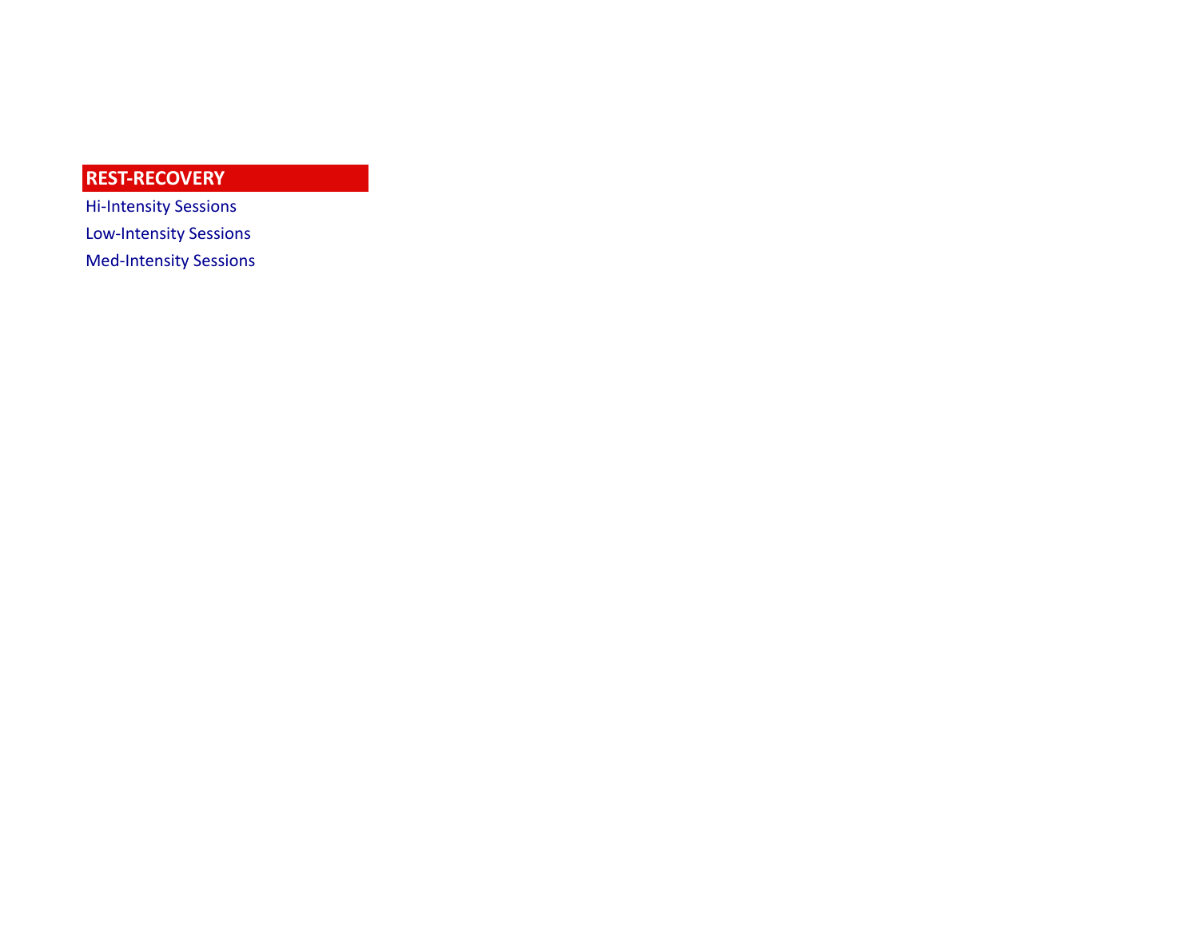## REST-RECOVERY

Hi-Intensity Sessions

Low-Intensity Sessions

Med-Intensity Sessions